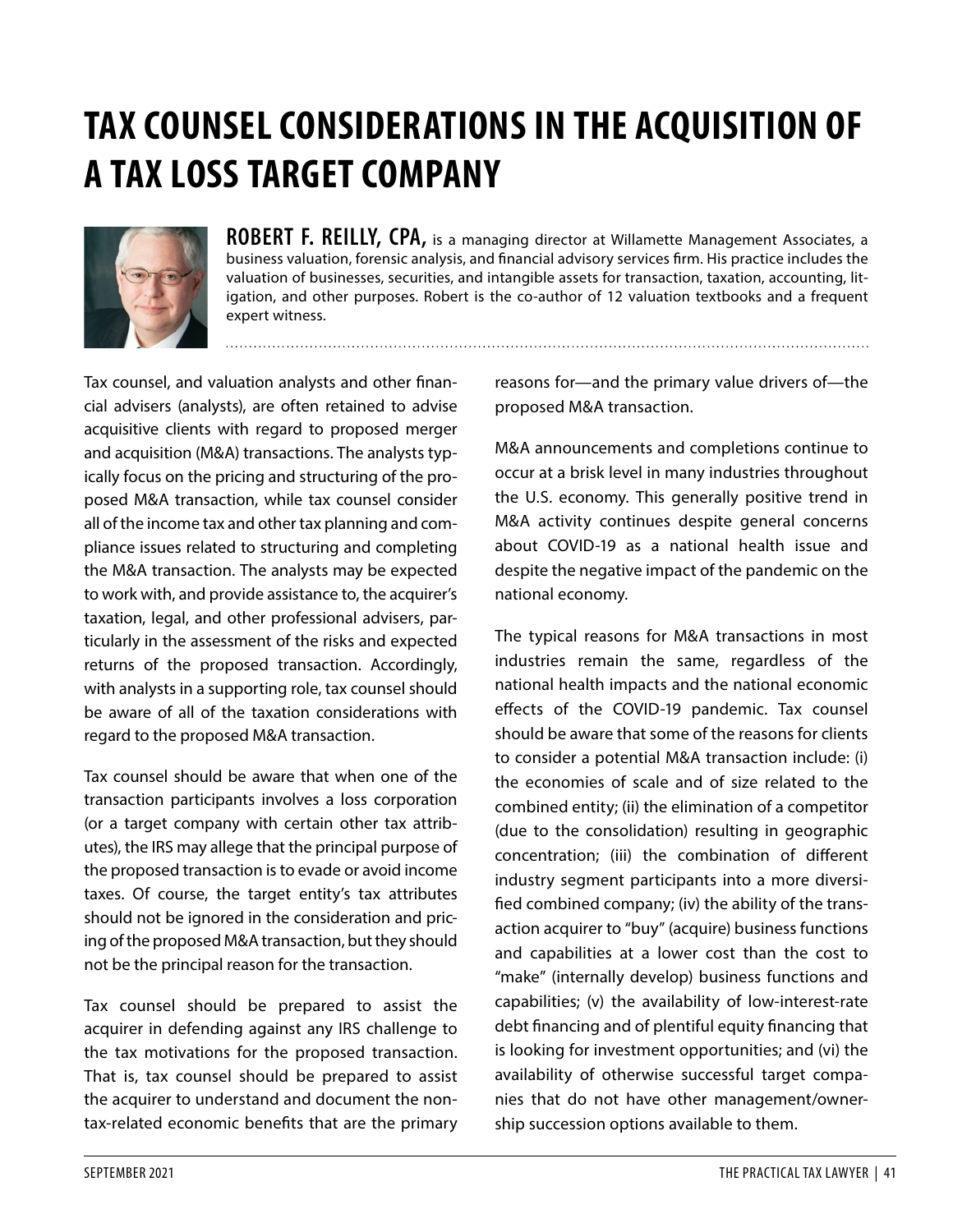# TAX COUNSEL CONSIDERATIONS IN THE ACQUISITION OF A TAX LOSS TARGET COMPANY

**ROBERT F. REILLY, CPA,** is a managing director at Willamette Management Associates, a business valuation, forensic analysis, and financial advisory services firm. His practice includes the valuation of businesses, securities, and intangible assets for transaction, taxation, accounting, litigation, and other purposes. Robert is the co-author of 12 valuation textbooks and a frequent expert witness.

Tax counsel, and valuation analysts and other financial advisers (analysts), are often retained to advise acquisitive clients with regard to proposed merger and acquisition (M&A) transactions. The analysts typically focus on the pricing and structuring of the proposed M&A transaction, while tax counsel consider all of the income tax and other tax planning and compliance issues related to structuring and completing the M&A transaction. The analysts may be expected to work with, and provide assistance to, the acquirer's taxation, legal, and other professional advisers, particularly in the assessment of the risks and expected returns of the proposed transaction. Accordingly, with analysts in a supporting role, tax counsel should be aware of all of the taxation considerations with regard to the proposed M&A transaction.

Tax counsel should be aware that when one of the transaction participants involves a loss corporation (or a target company with certain other tax attributes), the IRS may allege that the principal purpose of the proposed transaction is to evade or avoid income taxes. Of course, the target entity's tax attributes should not be ignored in the consideration and pricing of the proposed M&A transaction, but they should not be the principal reason for the transaction.

Tax counsel should be prepared to assist the acquirer in defending against any IRS challenge to the tax motivations for the proposed transaction. That is, tax counsel should be prepared to assist the acquirer to understand and document the non-tax-related economic benefits that are the primary reasons for—and the primary value drivers of—the proposed M&A transaction.

M&A announcements and completions continue to occur at a brisk level in many industries throughout the U.S. economy. This generally positive trend in M&A activity continues despite general concerns about COVID-19 as a national health issue and despite the negative impact of the pandemic on the national economy.

The typical reasons for M&A transactions in most industries remain the same, regardless of the national health impacts and the national economic effects of the COVID-19 pandemic. Tax counsel should be aware that some of the reasons for clients to consider a potential M&A transaction include: (i) the economies of scale and of size related to the combined entity; (ii) the elimination of a competitor (due to the consolidation) resulting in geographic concentration; (iii) the combination of different industry segment participants into a more diversified combined company; (iv) the ability of the transaction acquirer to "buy" (acquire) business functions and capabilities at a lower cost than the cost to "make" (internally develop) business functions and capabilities; (v) the availability of low-interest-rate debt financing and of plentiful equity financing that is looking for investment opportunities; and (vi) the availability of otherwise successful target companies that do not have other management/ownership succession options available to them.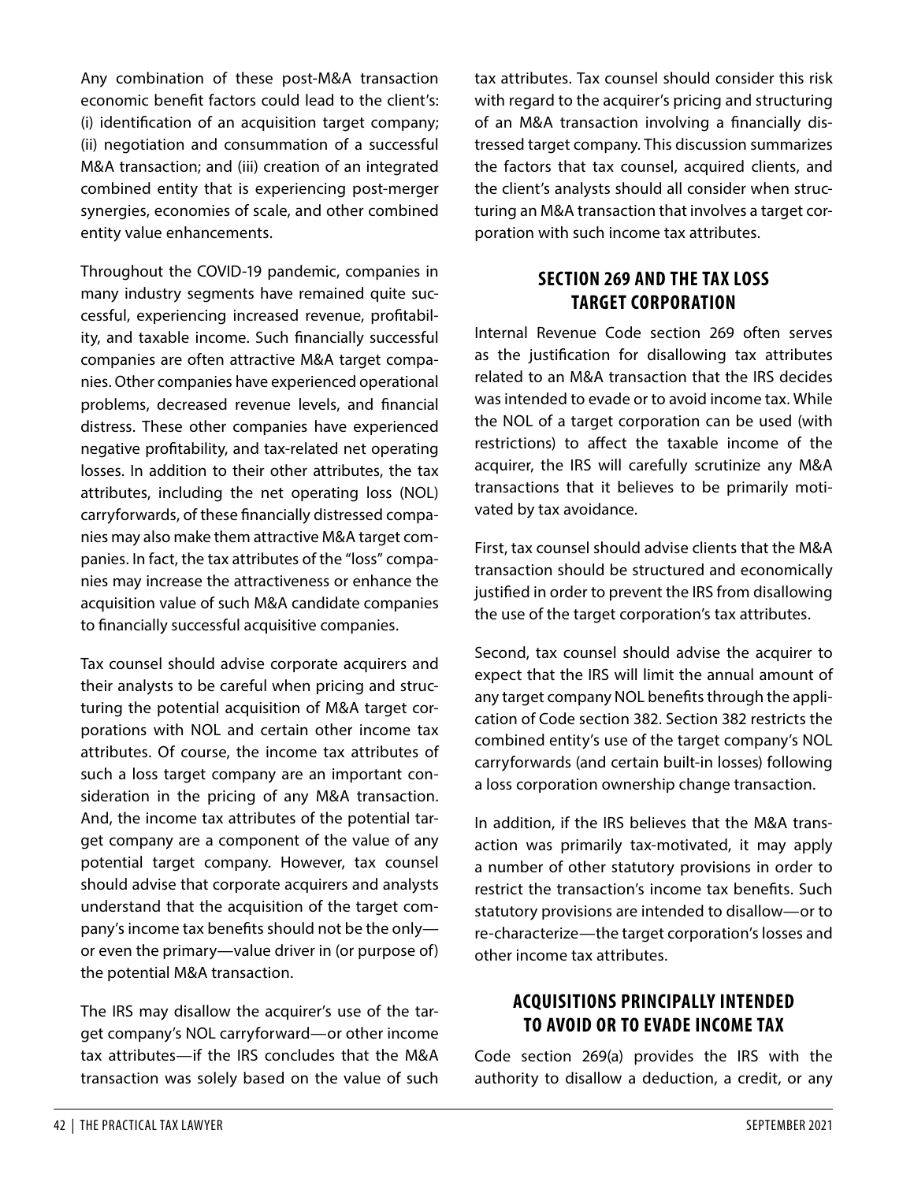Any combination of these post-M&A transaction economic benefit factors could lead to the client's: (i) identification of an acquisition target company; (ii) negotiation and consummation of a successful M&A transaction; and (iii) creation of an integrated combined entity that is experiencing post-merger synergies, economies of scale, and other combined entity value enhancements.

Throughout the COVID-19 pandemic, companies in many industry segments have remained quite successful, experiencing increased revenue, profitability, and taxable income. Such financially successful companies are often attractive M&A target companies. Other companies have experienced operational problems, decreased revenue levels, and financial distress. These other companies have experienced negative profitability, and tax-related net operating losses. In addition to their other attributes, the tax attributes, including the net operating loss (NOL) carryforwards, of these financially distressed companies may also make them attractive M&A target companies. In fact, the tax attributes of the "loss" companies may increase the attractiveness or enhance the acquisition value of such M&A candidate companies to financially successful acquisitive companies.

Tax counsel should advise corporate acquirers and their analysts to be careful when pricing and structuring the potential acquisition of M&A target corporations with NOL and certain other income tax attributes. Of course, the income tax attributes of such a loss target company are an important consideration in the pricing of any M&A transaction. And, the income tax attributes of the potential target company are a component of the value of any potential target company. However, tax counsel should advise that corporate acquirers and analysts understand that the acquisition of the target company's income tax benefits should not be the only—or even the primary—value driver in (or purpose of) the potential M&A transaction.

The IRS may disallow the acquirer's use of the target company's NOL carryforward—or other income tax attributes—if the IRS concludes that the M&A transaction was solely based on the value of such tax attributes. Tax counsel should consider this risk with regard to the acquirer's pricing and structuring of an M&A transaction involving a financially distressed target company. This discussion summarizes the factors that tax counsel, acquired clients, and the client's analysts should all consider when structuring an M&A transaction that involves a target corporation with such income tax attributes.

## SECTION 269 AND THE TAX LOSS TARGET CORPORATION

Internal Revenue Code section 269 often serves as the justification for disallowing tax attributes related to an M&A transaction that the IRS decides was intended to evade or to avoid income tax. While the NOL of a target corporation can be used (with restrictions) to affect the taxable income of the acquirer, the IRS will carefully scrutinize any M&A transactions that it believes to be primarily motivated by tax avoidance.

First, tax counsel should advise clients that the M&A transaction should be structured and economically justified in order to prevent the IRS from disallowing the use of the target corporation's tax attributes.

Second, tax counsel should advise the acquirer to expect that the IRS will limit the annual amount of any target company NOL benefits through the application of Code section 382. Section 382 restricts the combined entity's use of the target company's NOL carryforwards (and certain built-in losses) following a loss corporation ownership change transaction.

In addition, if the IRS believes that the M&A transaction was primarily tax-motivated, it may apply a number of other statutory provisions in order to restrict the transaction's income tax benefits. Such statutory provisions are intended to disallow—or to re-characterize—the target corporation's losses and other income tax attributes.

## ACQUISITIONS PRINCIPALLY INTENDED TO AVOID OR TO EVADE INCOME TAX

Code section 269(a) provides the IRS with the authority to disallow a deduction, a credit, or any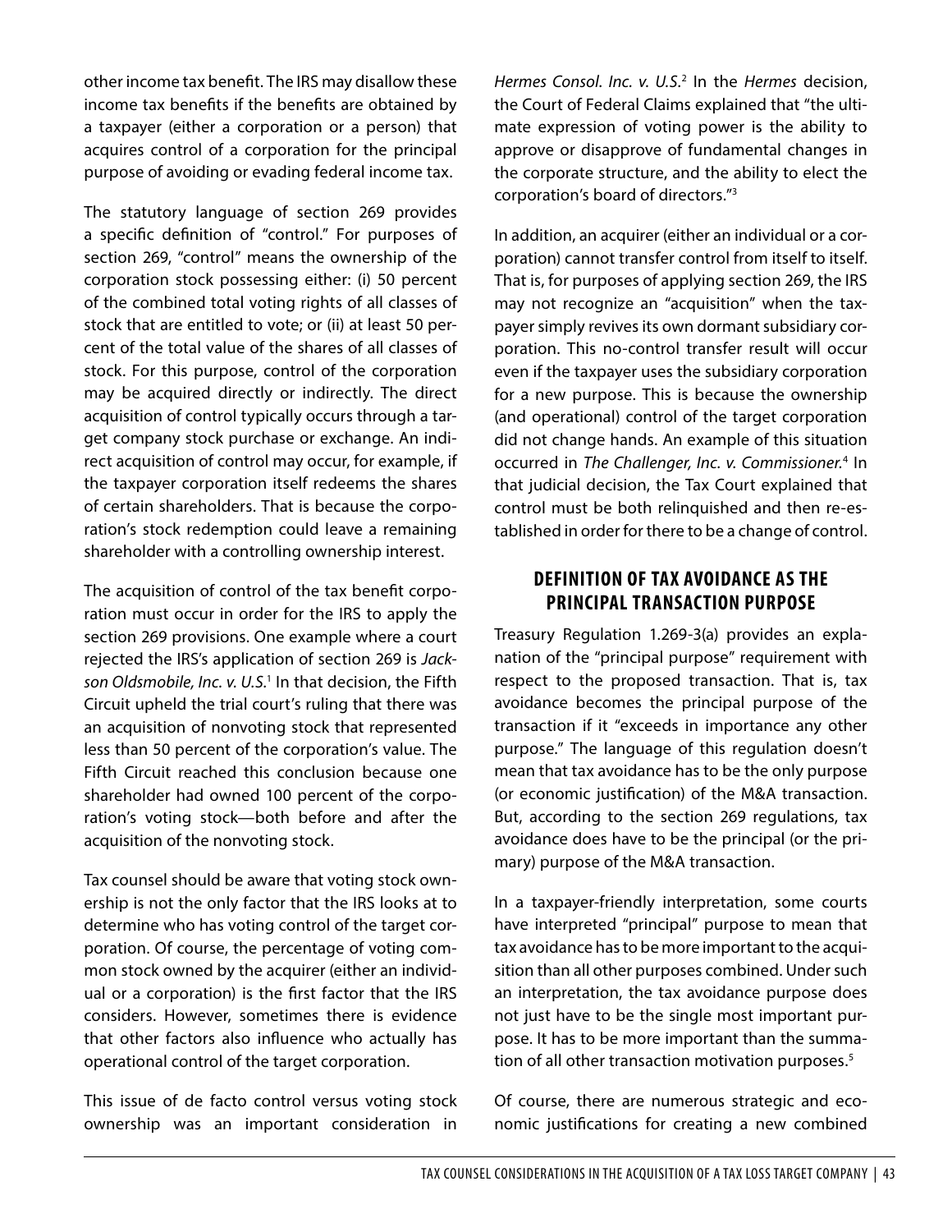other income tax benefit. The IRS may disallow these income tax benefits if the benefits are obtained by a taxpayer (either a corporation or a person) that acquires control of a corporation for the principal purpose of avoiding or evading federal income tax.

The statutory language of section 269 provides a specific definition of "control." For purposes of section 269, "control" means the ownership of the corporation stock possessing either: (i) 50 percent of the combined total voting rights of all classes of stock that are entitled to vote; or (ii) at least 50 percent of the total value of the shares of all classes of stock. For this purpose, control of the corporation may be acquired directly or indirectly. The direct acquisition of control typically occurs through a target company stock purchase or exchange. An indirect acquisition of control may occur, for example, if the taxpayer corporation itself redeems the shares of certain shareholders. That is because the corporation's stock redemption could leave a remaining shareholder with a controlling ownership interest.

The acquisition of control of the tax benefit corporation must occur in order for the IRS to apply the section 269 provisions. One example where a court rejected the IRS's application of section 269 is *Jackson Oldsmobile, Inc. v. U.S.*[1] In that decision, the Fifth Circuit upheld the trial court's ruling that there was an acquisition of nonvoting stock that represented less than 50 percent of the corporation's value. The Fifth Circuit reached this conclusion because one shareholder had owned 100 percent of the corporation's voting stock—both before and after the acquisition of the nonvoting stock.

Tax counsel should be aware that voting stock ownership is not the only factor that the IRS looks at to determine who has voting control of the target corporation. Of course, the percentage of voting common stock owned by the acquirer (either an individual or a corporation) is the first factor that the IRS considers. However, sometimes there is evidence that other factors also influence who actually has operational control of the target corporation.

This issue of de facto control versus voting stock ownership was an important consideration in *Hermes Consol. Inc. v. U.S.*[2] In the *Hermes* decision, the Court of Federal Claims explained that "the ultimate expression of voting power is the ability to approve or disapprove of fundamental changes in the corporate structure, and the ability to elect the corporation's board of directors."[3]

In addition, an acquirer (either an individual or a corporation) cannot transfer control from itself to itself. That is, for purposes of applying section 269, the IRS may not recognize an "acquisition" when the taxpayer simply revives its own dormant subsidiary corporation. This no-control transfer result will occur even if the taxpayer uses the subsidiary corporation for a new purpose. This is because the ownership (and operational) control of the target corporation did not change hands. An example of this situation occurred in *The Challenger, Inc. v. Commissioner.*[4] In that judicial decision, the Tax Court explained that control must be both relinquished and then re-established in order for there to be a change of control.

## DEFINITION OF TAX AVOIDANCE AS THE PRINCIPAL TRANSACTION PURPOSE

Treasury Regulation 1.269-3(a) provides an explanation of the "principal purpose" requirement with respect to the proposed transaction. That is, tax avoidance becomes the principal purpose of the transaction if it "exceeds in importance any other purpose." The language of this regulation doesn't mean that tax avoidance has to be the only purpose (or economic justification) of the M&A transaction. But, according to the section 269 regulations, tax avoidance does have to be the principal (or the primary) purpose of the M&A transaction.

In a taxpayer-friendly interpretation, some courts have interpreted "principal" purpose to mean that tax avoidance has to be more important to the acquisition than all other purposes combined. Under such an interpretation, the tax avoidance purpose does not just have to be the single most important purpose. It has to be more important than the summation of all other transaction motivation purposes.[5]

Of course, there are numerous strategic and economic justifications for creating a new combined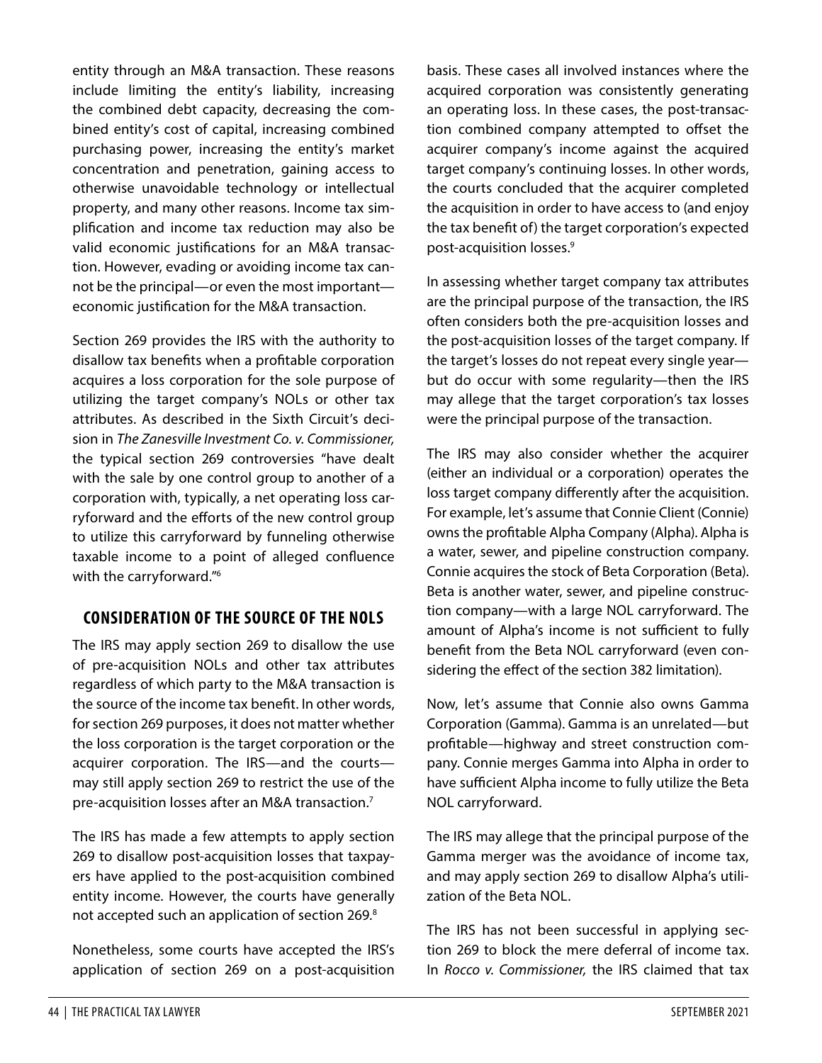entity through an M&A transaction. These reasons include limiting the entity's liability, increasing the combined debt capacity, decreasing the combined entity's cost of capital, increasing combined purchasing power, increasing the entity's market concentration and penetration, gaining access to otherwise unavoidable technology or intellectual property, and many other reasons. Income tax simplification and income tax reduction may also be valid economic justifications for an M&A transaction. However, evading or avoiding income tax cannot be the principal—or even the most important—economic justification for the M&A transaction.

Section 269 provides the IRS with the authority to disallow tax benefits when a profitable corporation acquires a loss corporation for the sole purpose of utilizing the target company's NOLs or other tax attributes. As described in the Sixth Circuit's decision in *The Zanesville Investment Co. v. Commissioner,* the typical section 269 controversies "have dealt with the sale by one control group to another of a corporation with, typically, a net operating loss carryforward and the efforts of the new control group to utilize this carryforward by funneling otherwise taxable income to a point of alleged confluence with the carryforward."[6]

## CONSIDERATION OF THE SOURCE OF THE NOLS

The IRS may apply section 269 to disallow the use of pre-acquisition NOLs and other tax attributes regardless of which party to the M&A transaction is the source of the income tax benefit. In other words, for section 269 purposes, it does not matter whether the loss corporation is the target corporation or the acquirer corporation. The IRS—and the courts—may still apply section 269 to restrict the use of the pre-acquisition losses after an M&A transaction.[7]

The IRS has made a few attempts to apply section 269 to disallow post-acquisition losses that taxpayers have applied to the post-acquisition combined entity income. However, the courts have generally not accepted such an application of section 269.[8]

Nonetheless, some courts have accepted the IRS's application of section 269 on a post-acquisition basis. These cases all involved instances where the acquired corporation was consistently generating an operating loss. In these cases, the post-transaction combined company attempted to offset the acquirer company's income against the acquired target company's continuing losses. In other words, the courts concluded that the acquirer completed the acquisition in order to have access to (and enjoy the tax benefit of) the target corporation's expected post-acquisition losses.[9]

In assessing whether target company tax attributes are the principal purpose of the transaction, the IRS often considers both the pre-acquisition losses and the post-acquisition losses of the target company. If the target's losses do not repeat every single year—but do occur with some regularity—then the IRS may allege that the target corporation's tax losses were the principal purpose of the transaction.

The IRS may also consider whether the acquirer (either an individual or a corporation) operates the loss target company differently after the acquisition. For example, let's assume that Connie Client (Connie) owns the profitable Alpha Company (Alpha). Alpha is a water, sewer, and pipeline construction company. Connie acquires the stock of Beta Corporation (Beta). Beta is another water, sewer, and pipeline construction company—with a large NOL carryforward. The amount of Alpha's income is not sufficient to fully benefit from the Beta NOL carryforward (even considering the effect of the section 382 limitation).

Now, let's assume that Connie also owns Gamma Corporation (Gamma). Gamma is an unrelated—but profitable—highway and street construction company. Connie merges Gamma into Alpha in order to have sufficient Alpha income to fully utilize the Beta NOL carryforward.

The IRS may allege that the principal purpose of the Gamma merger was the avoidance of income tax, and may apply section 269 to disallow Alpha's utilization of the Beta NOL.

The IRS has not been successful in applying section 269 to block the mere deferral of income tax. In *Rocco v. Commissioner,* the IRS claimed that tax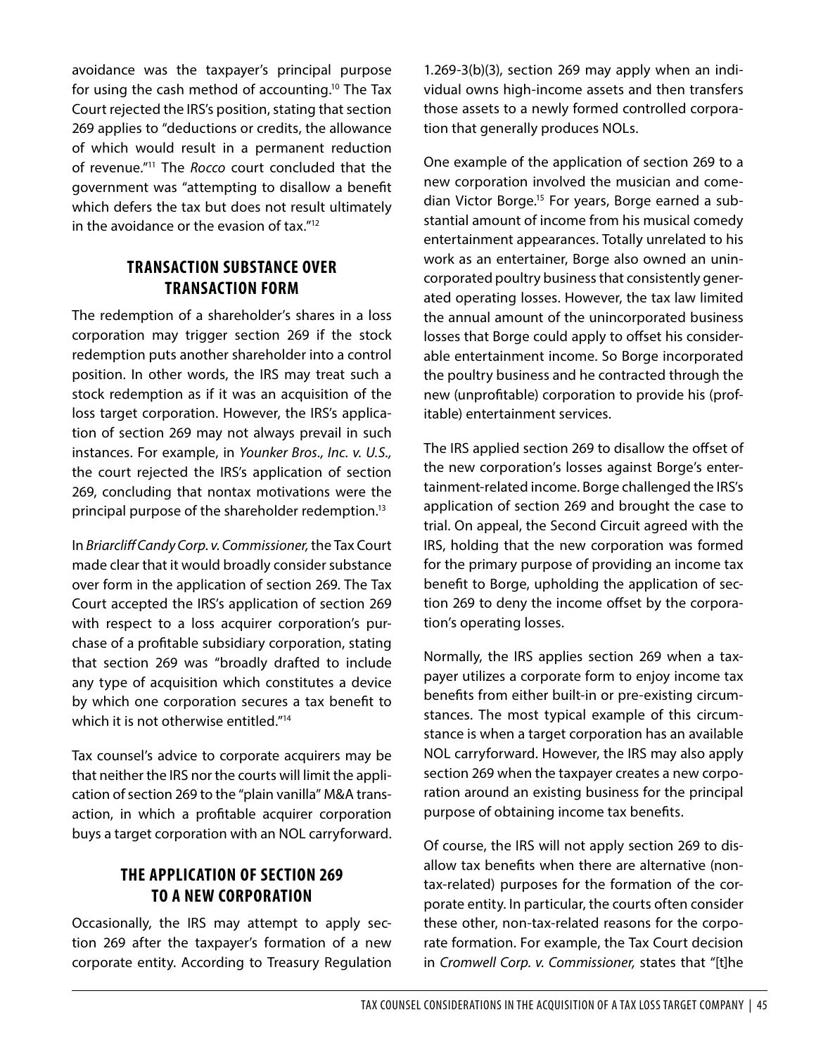avoidance was the taxpayer's principal purpose for using the cash method of accounting.[10] The Tax Court rejected the IRS's position, stating that section 269 applies to "deductions or credits, the allowance of which would result in a permanent reduction of revenue."[11] The *Rocco* court concluded that the government was "attempting to disallow a benefit which defers the tax but does not result ultimately in the avoidance or the evasion of tax."[12]

## TRANSACTION SUBSTANCE OVER TRANSACTION FORM

The redemption of a shareholder's shares in a loss corporation may trigger section 269 if the stock redemption puts another shareholder into a control position. In other words, the IRS may treat such a stock redemption as if it was an acquisition of the loss target corporation. However, the IRS's application of section 269 may not always prevail in such instances. For example, in *Younker Bros., Inc. v. U.S.,* the court rejected the IRS's application of section 269, concluding that nontax motivations were the principal purpose of the shareholder redemption.[13]

In *Briarcliff Candy Corp. v. Commissioner,* the Tax Court made clear that it would broadly consider substance over form in the application of section 269. The Tax Court accepted the IRS's application of section 269 with respect to a loss acquirer corporation's purchase of a profitable subsidiary corporation, stating that section 269 was "broadly drafted to include any type of acquisition which constitutes a device by which one corporation secures a tax benefit to which it is not otherwise entitled."[14]

Tax counsel's advice to corporate acquirers may be that neither the IRS nor the courts will limit the application of section 269 to the "plain vanilla" M&A transaction, in which a profitable acquirer corporation buys a target corporation with an NOL carryforward.

## THE APPLICATION OF SECTION 269 TO A NEW CORPORATION

Occasionally, the IRS may attempt to apply section 269 after the taxpayer's formation of a new corporate entity. According to Treasury Regulation 1.269-3(b)(3), section 269 may apply when an individual owns high-income assets and then transfers those assets to a newly formed controlled corporation that generally produces NOLs.

One example of the application of section 269 to a new corporation involved the musician and comedian Victor Borge.[15] For years, Borge earned a substantial amount of income from his musical comedy entertainment appearances. Totally unrelated to his work as an entertainer, Borge also owned an unincorporated poultry business that consistently generated operating losses. However, the tax law limited the annual amount of the unincorporated business losses that Borge could apply to offset his considerable entertainment income. So Borge incorporated the poultry business and he contracted through the new (unprofitable) corporation to provide his (profitable) entertainment services.

The IRS applied section 269 to disallow the offset of the new corporation's losses against Borge's entertainment-related income. Borge challenged the IRS's application of section 269 and brought the case to trial. On appeal, the Second Circuit agreed with the IRS, holding that the new corporation was formed for the primary purpose of providing an income tax benefit to Borge, upholding the application of section 269 to deny the income offset by the corporation's operating losses.

Normally, the IRS applies section 269 when a taxpayer utilizes a corporate form to enjoy income tax benefits from either built-in or pre-existing circumstances. The most typical example of this circumstance is when a target corporation has an available NOL carryforward. However, the IRS may also apply section 269 when the taxpayer creates a new corporation around an existing business for the principal purpose of obtaining income tax benefits.

Of course, the IRS will not apply section 269 to disallow tax benefits when there are alternative (non-tax-related) purposes for the formation of the corporate entity. In particular, the courts often consider these other, non-tax-related reasons for the corporate formation. For example, the Tax Court decision in *Cromwell Corp. v. Commissioner,* states that "[t]he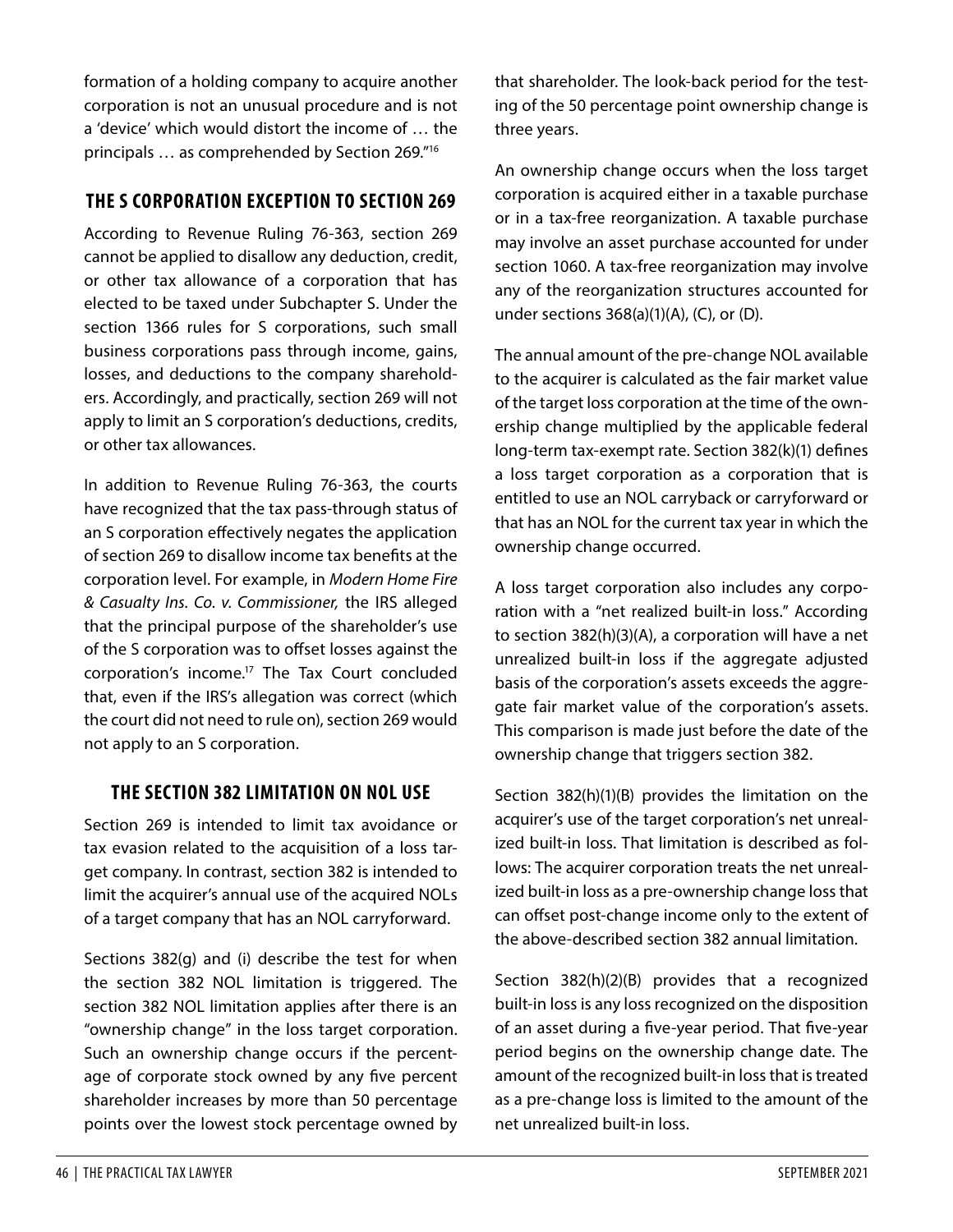formation of a holding company to acquire another corporation is not an unusual procedure and is not a 'device' which would distort the income of … the principals … as comprehended by Section 269."[16]

## THE S CORPORATION EXCEPTION TO SECTION 269

According to Revenue Ruling 76-363, section 269 cannot be applied to disallow any deduction, credit, or other tax allowance of a corporation that has elected to be taxed under Subchapter S. Under the section 1366 rules for S corporations, such small business corporations pass through income, gains, losses, and deductions to the company shareholders. Accordingly, and practically, section 269 will not apply to limit an S corporation's deductions, credits, or other tax allowances.

In addition to Revenue Ruling 76-363, the courts have recognized that the tax pass-through status of an S corporation effectively negates the application of section 269 to disallow income tax benefits at the corporation level. For example, in *Modern Home Fire & Casualty Ins. Co. v. Commissioner,* the IRS alleged that the principal purpose of the shareholder's use of the S corporation was to offset losses against the corporation's income.[17] The Tax Court concluded that, even if the IRS's allegation was correct (which the court did not need to rule on), section 269 would not apply to an S corporation.

## THE SECTION 382 LIMITATION ON NOL USE

Section 269 is intended to limit tax avoidance or tax evasion related to the acquisition of a loss target company. In contrast, section 382 is intended to limit the acquirer's annual use of the acquired NOLs of a target company that has an NOL carryforward.

Sections 382(g) and (i) describe the test for when the section 382 NOL limitation is triggered. The section 382 NOL limitation applies after there is an "ownership change" in the loss target corporation. Such an ownership change occurs if the percentage of corporate stock owned by any five percent shareholder increases by more than 50 percentage points over the lowest stock percentage owned by that shareholder. The look-back period for the testing of the 50 percentage point ownership change is three years.

An ownership change occurs when the loss target corporation is acquired either in a taxable purchase or in a tax-free reorganization. A taxable purchase may involve an asset purchase accounted for under section 1060. A tax-free reorganization may involve any of the reorganization structures accounted for under sections 368(a)(1)(A), (C), or (D).

The annual amount of the pre-change NOL available to the acquirer is calculated as the fair market value of the target loss corporation at the time of the ownership change multiplied by the applicable federal long-term tax-exempt rate. Section 382(k)(1) defines a loss target corporation as a corporation that is entitled to use an NOL carryback or carryforward or that has an NOL for the current tax year in which the ownership change occurred.

A loss target corporation also includes any corporation with a "net realized built-in loss." According to section 382(h)(3)(A), a corporation will have a net unrealized built-in loss if the aggregate adjusted basis of the corporation's assets exceeds the aggregate fair market value of the corporation's assets. This comparison is made just before the date of the ownership change that triggers section 382.

Section 382(h)(1)(B) provides the limitation on the acquirer's use of the target corporation's net unrealized built-in loss. That limitation is described as follows: The acquirer corporation treats the net unrealized built-in loss as a pre-ownership change loss that can offset post-change income only to the extent of the above-described section 382 annual limitation.

Section 382(h)(2)(B) provides that a recognized built-in loss is any loss recognized on the disposition of an asset during a five-year period. That five-year period begins on the ownership change date. The amount of the recognized built-in loss that is treated as a pre-change loss is limited to the amount of the net unrealized built-in loss.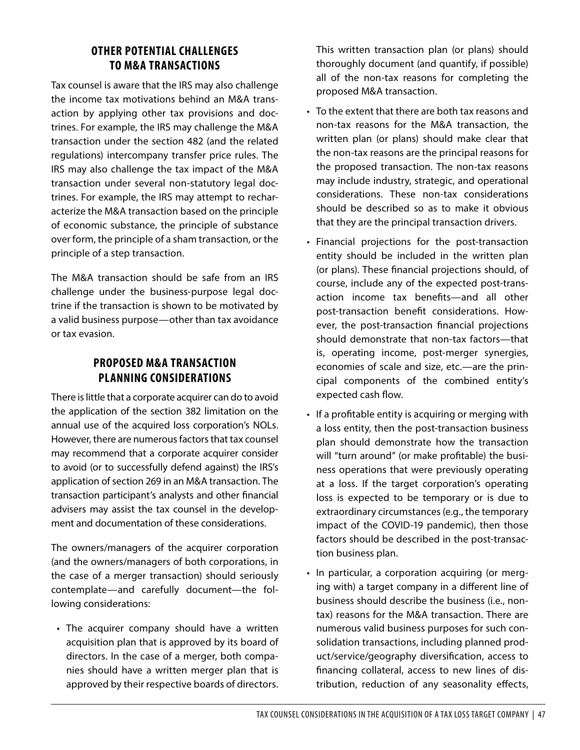## OTHER POTENTIAL CHALLENGES TO M&A TRANSACTIONS

Tax counsel is aware that the IRS may also challenge the income tax motivations behind an M&A transaction by applying other tax provisions and doctrines. For example, the IRS may challenge the M&A transaction under the section 482 (and the related regulations) intercompany transfer price rules. The IRS may also challenge the tax impact of the M&A transaction under several non-statutory legal doctrines. For example, the IRS may attempt to recharacterize the M&A transaction based on the principle of economic substance, the principle of substance over form, the principle of a sham transaction, or the principle of a step transaction.

The M&A transaction should be safe from an IRS challenge under the business-purpose legal doctrine if the transaction is shown to be motivated by a valid business purpose—other than tax avoidance or tax evasion.

## PROPOSED M&A TRANSACTION PLANNING CONSIDERATIONS

There is little that a corporate acquirer can do to avoid the application of the section 382 limitation on the annual use of the acquired loss corporation's NOLs. However, there are numerous factors that tax counsel may recommend that a corporate acquirer consider to avoid (or to successfully defend against) the IRS's application of section 269 in an M&A transaction. The transaction participant's analysts and other financial advisers may assist the tax counsel in the development and documentation of these considerations.

The owners/managers of the acquirer corporation (and the owners/managers of both corporations, in the case of a merger transaction) should seriously contemplate—and carefully document—the following considerations:

- The acquirer company should have a written acquisition plan that is approved by its board of directors. In the case of a merger, both companies should have a written merger plan that is approved by their respective boards of directors. This written transaction plan (or plans) should thoroughly document (and quantify, if possible) all of the non-tax reasons for completing the proposed M&A transaction.
- To the extent that there are both tax reasons and non-tax reasons for the M&A transaction, the written plan (or plans) should make clear that the non-tax reasons are the principal reasons for the proposed transaction. The non-tax reasons may include industry, strategic, and operational considerations. These non-tax considerations should be described so as to make it obvious that they are the principal transaction drivers.
- Financial projections for the post-transaction entity should be included in the written plan (or plans). These financial projections should, of course, include any of the expected post-transaction income tax benefits—and all other post-transaction benefit considerations. However, the post-transaction financial projections should demonstrate that non-tax factors—that is, operating income, post-merger synergies, economies of scale and size, etc.—are the principal components of the combined entity's expected cash flow.
- If a profitable entity is acquiring or merging with a loss entity, then the post-transaction business plan should demonstrate how the transaction will "turn around" (or make profitable) the business operations that were previously operating at a loss. If the target corporation's operating loss is expected to be temporary or is due to extraordinary circumstances (e.g., the temporary impact of the COVID-19 pandemic), then those factors should be described in the post-transaction business plan.
- In particular, a corporation acquiring (or merging with) a target company in a different line of business should describe the business (i.e., non-tax) reasons for the M&A transaction. There are numerous valid business purposes for such consolidation transactions, including planned product/service/geography diversification, access to financing collateral, access to new lines of distribution, reduction of any seasonality effects,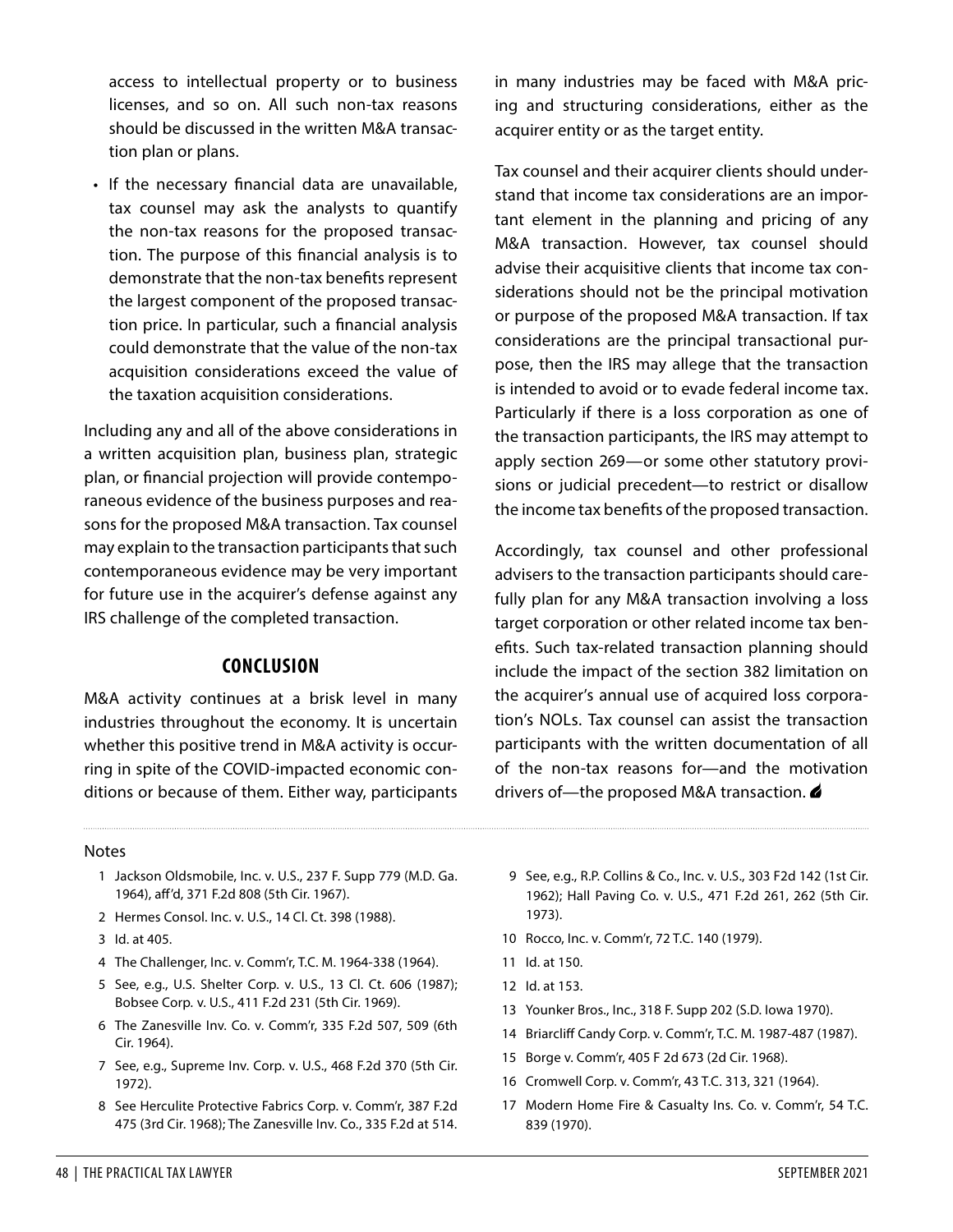access to intellectual property or to business licenses, and so on. All such non-tax reasons should be discussed in the written M&A transaction plan or plans.

- If the necessary financial data are unavailable, tax counsel may ask the analysts to quantify the non-tax reasons for the proposed transaction. The purpose of this financial analysis is to demonstrate that the non-tax benefits represent the largest component of the proposed transaction price. In particular, such a financial analysis could demonstrate that the value of the non-tax acquisition considerations exceed the value of the taxation acquisition considerations.

Including any and all of the above considerations in a written acquisition plan, business plan, strategic plan, or financial projection will provide contemporaneous evidence of the business purposes and reasons for the proposed M&A transaction. Tax counsel may explain to the transaction participants that such contemporaneous evidence may be very important for future use in the acquirer's defense against any IRS challenge of the completed transaction.

## CONCLUSION

M&A activity continues at a brisk level in many industries throughout the economy. It is uncertain whether this positive trend in M&A activity is occurring in spite of the COVID-impacted economic conditions or because of them. Either way, participants in many industries may be faced with M&A pricing and structuring considerations, either as the acquirer entity or as the target entity.

Tax counsel and their acquirer clients should understand that income tax considerations are an important element in the planning and pricing of any M&A transaction. However, tax counsel should advise their acquisitive clients that income tax considerations should not be the principal motivation or purpose of the proposed M&A transaction. If tax considerations are the principal transactional purpose, then the IRS may allege that the transaction is intended to avoid or to evade federal income tax. Particularly if there is a loss corporation as one of the transaction participants, the IRS may attempt to apply section 269—or some other statutory provisions or judicial precedent—to restrict or disallow the income tax benefits of the proposed transaction.

Accordingly, tax counsel and other professional advisers to the transaction participants should carefully plan for any M&A transaction involving a loss target corporation or other related income tax benefits. Such tax-related transaction planning should include the impact of the section 382 limitation on the acquirer's annual use of acquired loss corporation's NOLs. Tax counsel can assist the transaction participants with the written documentation of all of the non-tax reasons for—and the motivation drivers of—the proposed M&A transaction.

Notes

1. Jackson Oldsmobile, Inc. v. U.S., 237 F. Supp 779 (M.D. Ga. 1964), aff'd, 371 F.2d 808 (5th Cir. 1967).
2. Hermes Consol. Inc. v. U.S., 14 Cl. Ct. 398 (1988).
3. Id. at 405.
4. The Challenger, Inc. v. Comm'r, T.C. M. 1964-338 (1964).
5. See, e.g., U.S. Shelter Corp. v. U.S., 13 Cl. Ct. 606 (1987); Bobsee Corp. v. U.S., 411 F.2d 231 (5th Cir. 1969).
6. The Zanesville Inv. Co. v. Comm'r, 335 F.2d 507, 509 (6th Cir. 1964).
7. See, e.g., Supreme Inv. Corp. v. U.S., 468 F.2d 370 (5th Cir. 1972).
8. See Herculite Protective Fabrics Corp. v. Comm'r, 387 F.2d 475 (3rd Cir. 1968); The Zanesville Inv. Co., 335 F.2d at 514.
9. See, e.g., R.P. Collins & Co., Inc. v. U.S., 303 F2d 142 (1st Cir. 1962); Hall Paving Co. v. U.S., 471 F.2d 261, 262 (5th Cir. 1973).
10. Rocco, Inc. v. Comm'r, 72 T.C. 140 (1979).
11. Id. at 150.
12. Id. at 153.
13. Younker Bros., Inc., 318 F. Supp 202 (S.D. Iowa 1970).
14. Briarcliff Candy Corp. v. Comm'r, T.C. M. 1987-487 (1987).
15. Borge v. Comm'r, 405 F 2d 673 (2d Cir. 1968).
16. Cromwell Corp. v. Comm'r, 43 T.C. 313, 321 (1964).
17. Modern Home Fire & Casualty Ins. Co. v. Comm'r, 54 T.C. 839 (1970).